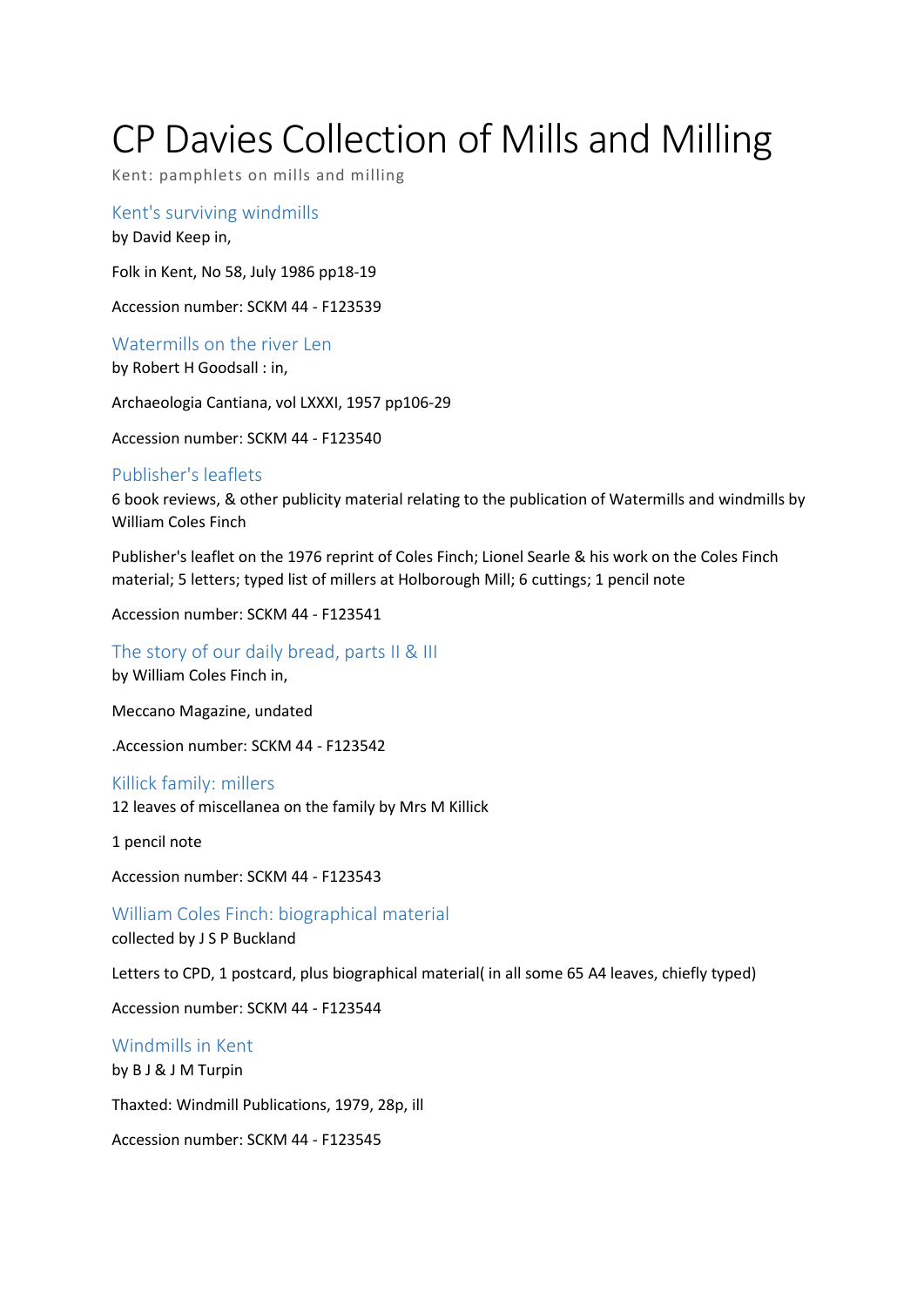# CP Davies Collection of Mills and Milling

Kent: pamphlets on mills and milling

## Kent's surviving windmills

by David Keep in,

Folk in Kent, No 58, July 1986 pp18-19

Accession number: SCKM 44 - F123539

## Watermills on the river Len

by Robert H Goodsall : in,

Archaeologia Cantiana, vol LXXXI, 1957 pp106-29

Accession number: SCKM 44 - F123540

## Publisher's leaflets

6 book reviews, & other publicity material relating to the publication of Watermills and windmills by William Coles Finch

Publisher's leaflet on the 1976 reprint of Coles Finch; Lionel Searle & his work on the Coles Finch material; 5 letters; typed list of millers at Holborough Mill; 6 cuttings; 1 pencil note

Accession number: SCKM 44 - F123541

## The story of our daily bread, parts II & III

by William Coles Finch in,

Meccano Magazine, undated

.Accession number: SCKM 44 - F123542

## Killick family: millers

12 leaves of miscellanea on the family by Mrs M Killick

1 pencil note

Accession number: SCKM 44 - F123543

## William Coles Finch: biographical material

collected by J S P Buckland

Letters to CPD, 1 postcard, plus biographical material( in all some 65 A4 leaves, chiefly typed)

Accession number: SCKM 44 - F123544

## Windmills in Kent

by B J & J M Turpin

Thaxted: Windmill Publications, 1979, 28p, ill

Accession number: SCKM 44 - F123545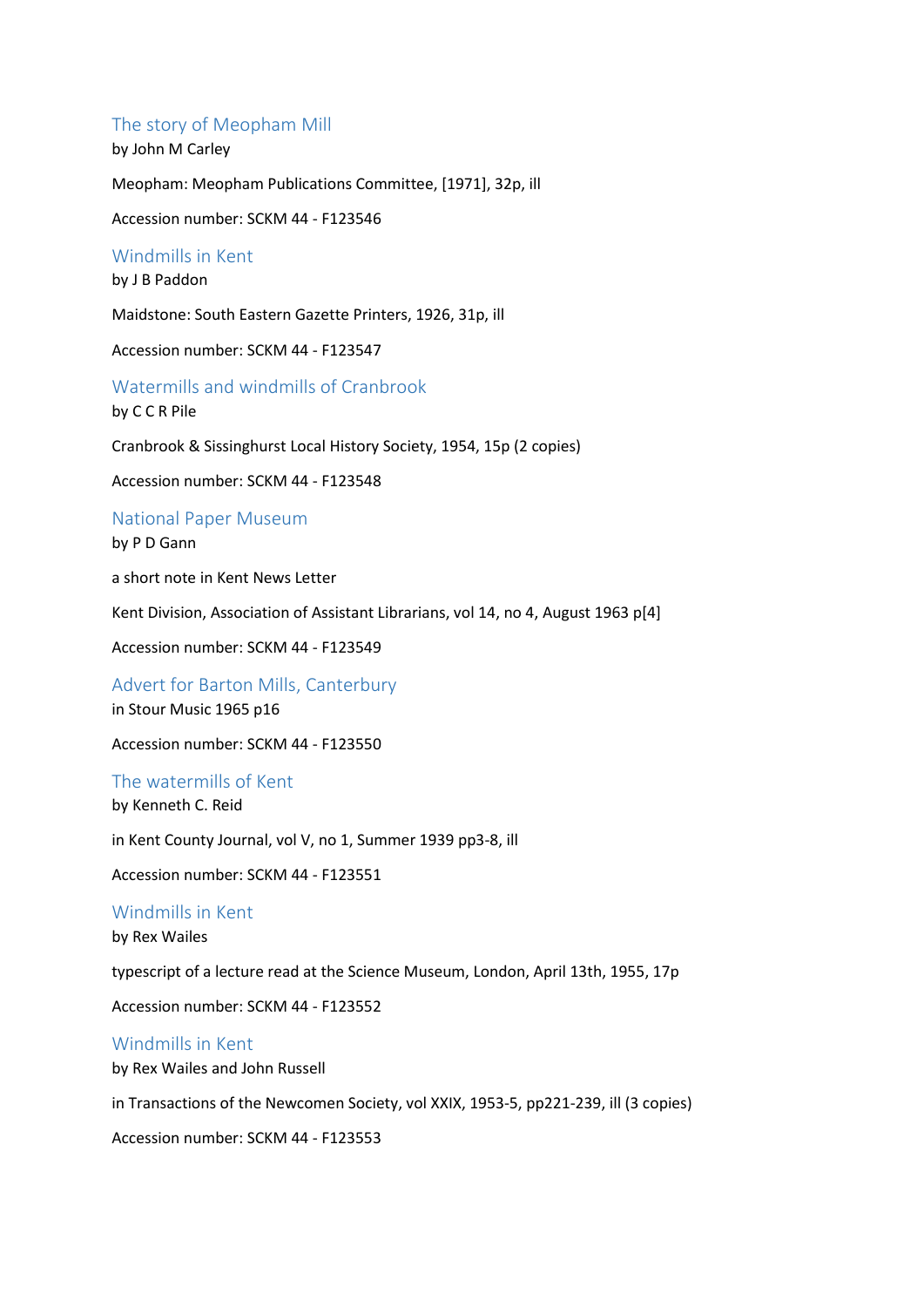### The story of Meopham Mill
by John M Carley

Meopham: Meopham Publications Committee, [1971], 32p, ill

Accession number: SCKM 44 - F123546

### Windmills in Kent
by J B Paddon

Maidstone: South Eastern Gazette Printers, 1926, 31p, ill

Accession number: SCKM 44 - F123547

### Watermills and windmills of Cranbrook
by C C R Pile

Cranbrook & Sissinghurst Local History Society, 1954, 15p (2 copies)

Accession number: SCKM 44 - F123548

### National Paper Museum
by P D Gann

a short note in Kent News Letter

Kent Division, Association of Assistant Librarians, vol 14, no 4, August 1963 p[4]

Accession number: SCKM 44 - F123549

### Advert for Barton Mills, Canterbury
in Stour Music 1965 p16

Accession number: SCKM 44 - F123550

### The watermills of Kent
by Kenneth C. Reid

in Kent County Journal, vol V, no 1, Summer 1939 pp3-8, ill

Accession number: SCKM 44 - F123551

### Windmills in Kent
by Rex Wailes

typescript of a lecture read at the Science Museum, London, April 13th, 1955, 17p

Accession number: SCKM 44 - F123552

### Windmills in Kent
by Rex Wailes and John Russell

in Transactions of the Newcomen Society, vol XXIX, 1953-5, pp221-239, ill (3 copies)

Accession number: SCKM 44 - F123553